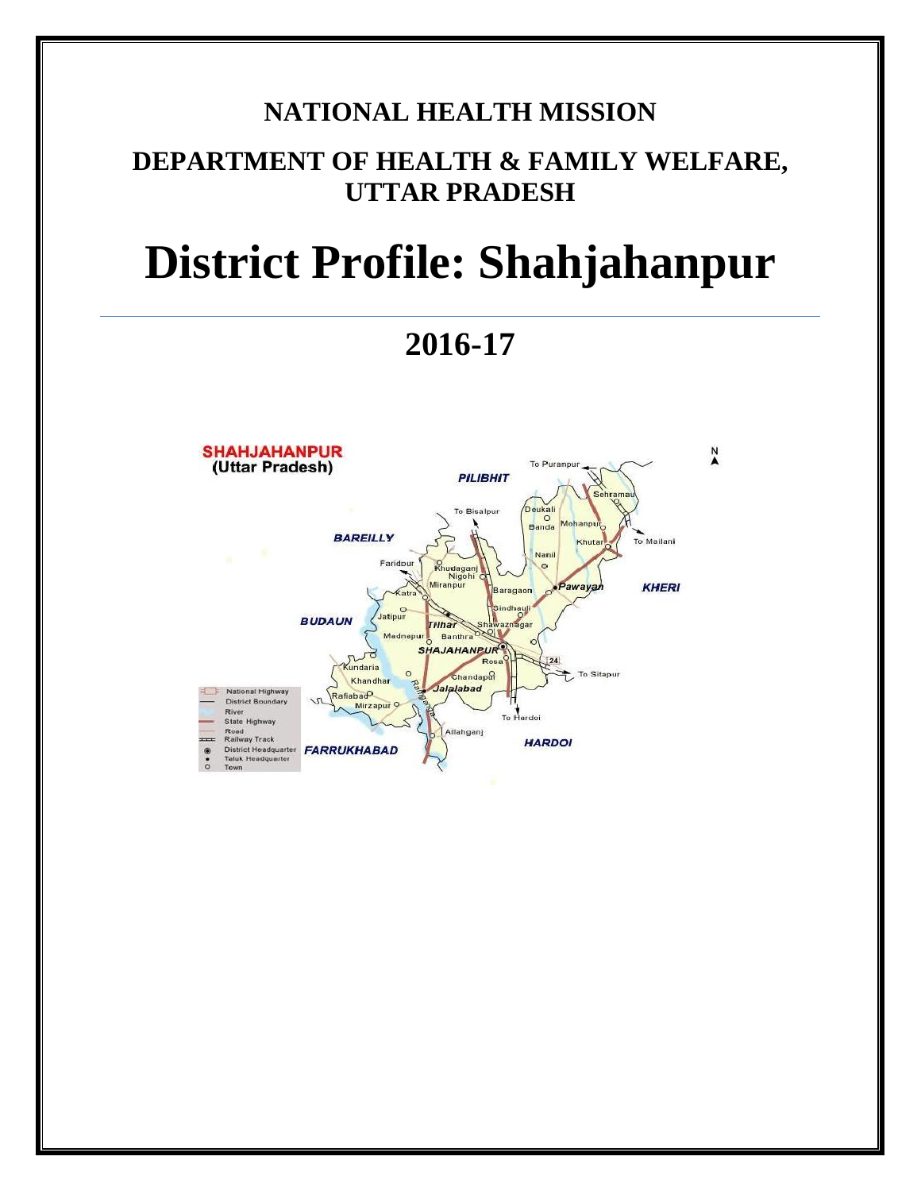# NATIONAL HEALTH MISSION

## DEPARTMENT OF HEALTH & FAMILY WELFARE, UTTAR PRADESH

# District Profile: Shahjahanpur

## 2016-17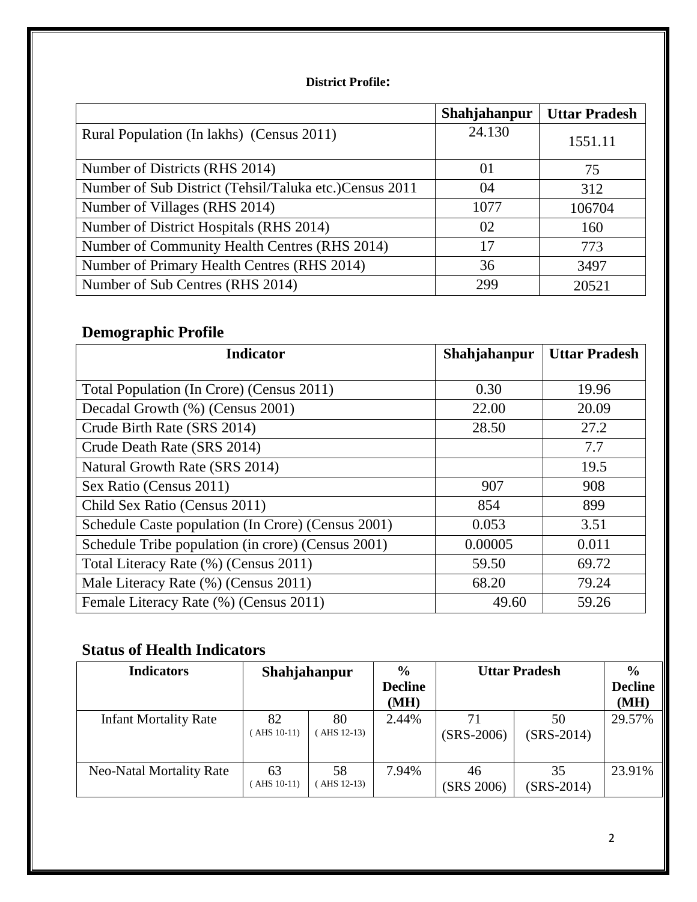**District Profile:**

| | Shahjahanpur | Uttar Pradesh |
|---|---|---|
| Rural Population (In lakhs) (Census 2011) | 24.130 | 1551.11 |
| Number of Districts (RHS 2014) | 01 | 75 |
| Number of Sub District (Tehsil/Taluka etc.)Census 2011 | 04 | 312 |
| Number of Villages (RHS 2014) | 1077 | 106704 |
| Number of District Hospitals (RHS 2014) | 02 | 160 |
| Number of Community Health Centres (RHS 2014) | 17 | 773 |
| Number of Primary Health Centres (RHS 2014) | 36 | 3497 |
| Number of Sub Centres (RHS 2014) | 299 | 20521 |

## Demographic Profile

| Indicator | Shahjahanpur | Uttar Pradesh |
|---|---|---|
| Total Population (In Crore) (Census 2011) | 0.30 | 19.96 |
| Decadal Growth (%) (Census 2001) | 22.00 | 20.09 |
| Crude Birth Rate (SRS 2014) | 28.50 | 27.2 |
| Crude Death Rate (SRS 2014) | | 7.7 |
| Natural Growth Rate (SRS 2014) | | 19.5 |
| Sex Ratio (Census 2011) | 907 | 908 |
| Child Sex Ratio (Census 2011) | 854 | 899 |
| Schedule Caste population (In Crore) (Census 2001) | 0.053 | 3.51 |
| Schedule Tribe population (in crore) (Census 2001) | 0.00005 | 0.011 |
| Total Literacy Rate (%) (Census 2011) | 59.50 | 69.72 |
| Male Literacy Rate (%) (Census 2011) | 68.20 | 79.24 |
| Female Literacy Rate (%) (Census 2011) | 49.60 | 59.26 |

## Status of Health Indicators

| Indicators | Shahjahanpur | | % Decline (MH) | Uttar Pradesh | | % Decline (MH) |
|---|---|---|---|---|---|---|
| Infant Mortality Rate | 82 ( AHS 10-11) | 80 ( AHS 12-13) | 2.44% | 71 (SRS-2006) | 50 (SRS-2014) | 29.57% |
| Neo-Natal Mortality Rate | 63 ( AHS 10-11) | 58 ( AHS 12-13) | 7.94% | 46 (SRS 2006) | 35 (SRS-2014) | 23.91% |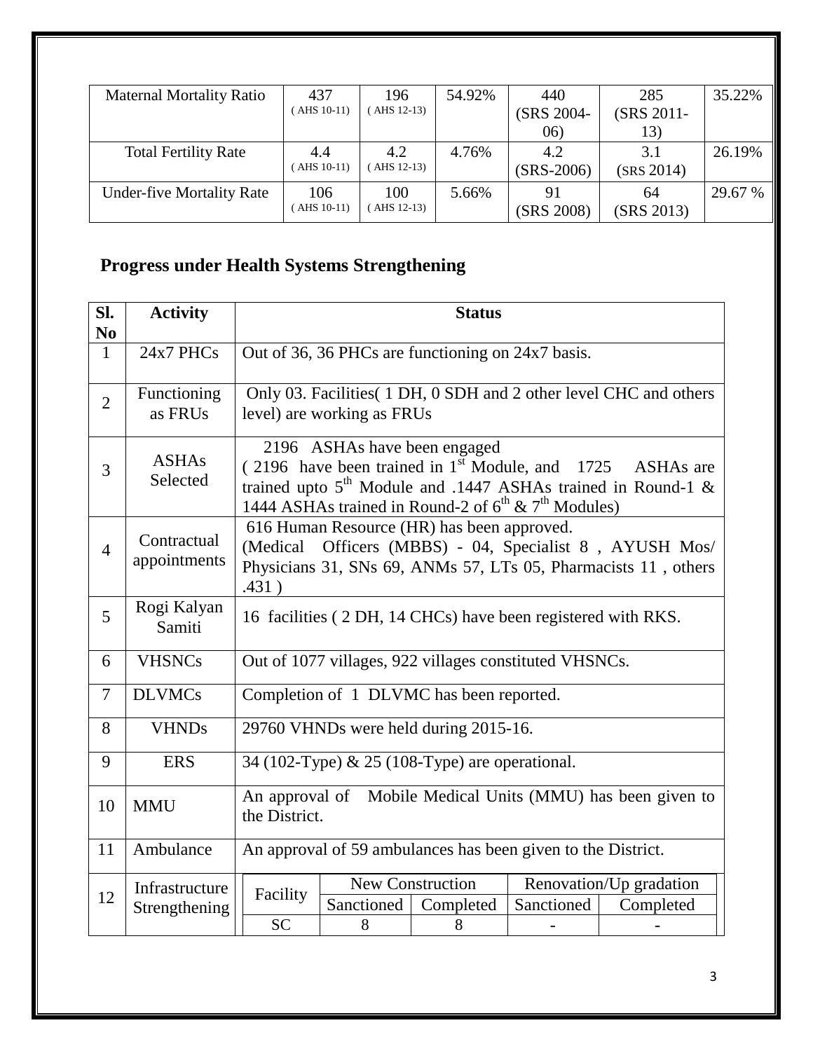| Maternal Mortality Ratio | 437 ( AHS 10-11) | 196 ( AHS 12-13) | 54.92% | 440 (SRS 2004-06) | 285 (SRS 2011-13) | 35.22% |
|---|---|---|---|---|---|---|
| Total Fertility Rate | 4.4 ( AHS 10-11) | 4.2 ( AHS 12-13) | 4.76% | 4.2 (SRS-2006) | 3.1 (SRS 2014) | 26.19% |
| Under-five Mortality Rate | 106 ( AHS 10-11) | 100 ( AHS 12-13) | 5.66% | 91 (SRS 2008) | 64 (SRS 2013) | 29.67 % |

## Progress under Health Systems Strengthening

| Sl. No | Activity | Status |
|---|---|---|
| 1 | 24x7 PHCs | Out of 36, 36 PHCs are functioning on 24x7 basis. |
| 2 | Functioning as FRUs | Only 03. Facilities( 1 DH, 0 SDH and 2 other level CHC and others level) are working as FRUs |
| 3 | ASHAs Selected | 2196 ASHAs have been engaged ( 2196 have been trained in 1st Module, and 1725 ASHAs are trained upto 5th Module and .1447 ASHAs trained in Round-1 & 1444 ASHAs trained in Round-2 of 6th & 7th Modules) |
| 4 | Contractual appointments | 616 Human Resource (HR) has been approved. (Medical Officers (MBBS) - 04, Specialist 8 , AYUSH Mos/ Physicians 31, SNs 69, ANMs 57, LTs 05, Pharmacists 11 , others .431 ) |
| 5 | Rogi Kalyan Samiti | 16 facilities ( 2 DH, 14 CHCs) have been registered with RKS. |
| 6 | VHSNCs | Out of 1077 villages, 922 villages constituted VHSNCs. |
| 7 | DLVMCs | Completion of 1 DLVMC has been reported. |
| 8 | VHNDs | 29760 VHNDs were held during 2015-16. |
| 9 | ERS | 34 (102-Type) & 25 (108-Type) are operational. |
| 10 | MMU | An approval of Mobile Medical Units (MMU) has been given to the District. |
| 11 | Ambulance | An approval of 59 ambulances has been given to the District. |
| 12 | Infrastructure Strengthening | (see table below) |

| Facility | New Construction | | Renovation/Up gradation | |
|---|---|---|---|---|
| | Sanctioned | Completed | Sanctioned | Completed |
| SC | 8 | 8 | - | - |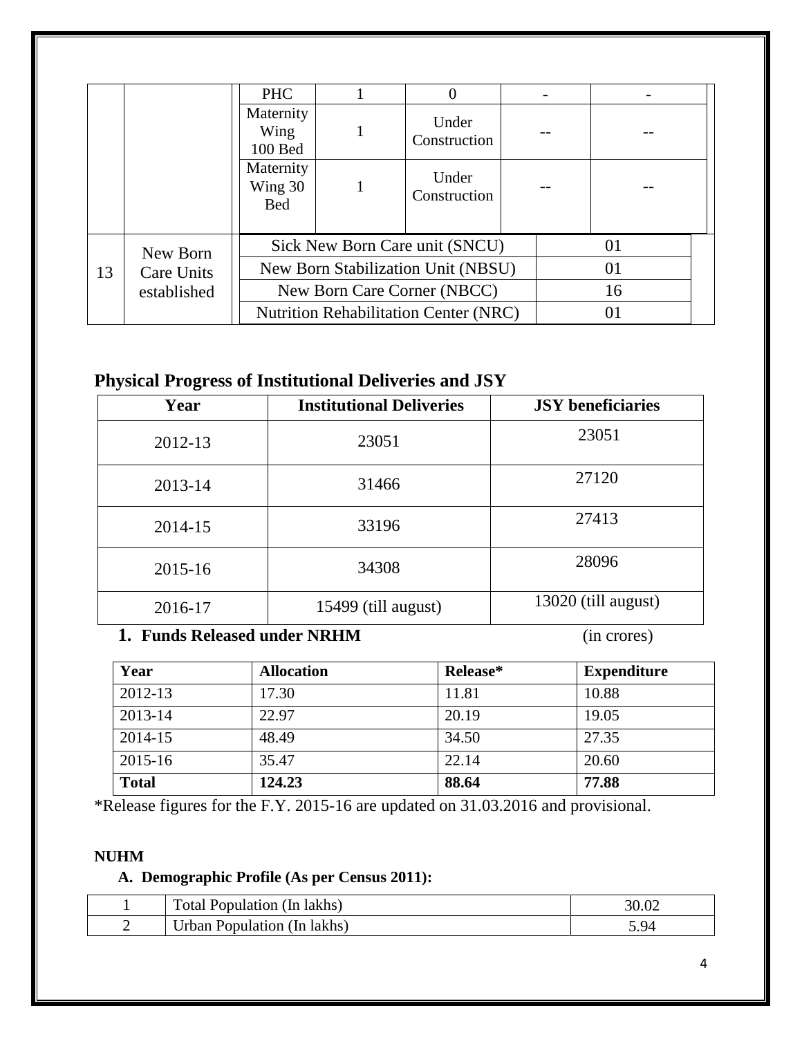|  |  | PHC | 1 | 0 | - | - |
|---|---|---|---|---|---|---|
|  |  | Maternity Wing 100 Bed | 1 | Under Construction | -- | -- |
|  |  | Maternity Wing 30 Bed | 1 | Under Construction | -- | -- |
| 13 | New Born Care Units established | Sick New Born Care unit (SNCU) |  |  | 01 |  |
|  |  | New Born Stabilization Unit (NBSU) |  |  | 01 |  |
|  |  | New Born Care Corner (NBCC) |  |  | 16 |  |
|  |  | Nutrition Rehabilitation Center (NRC) |  |  | 01 |  |

## Physical Progress of Institutional Deliveries and JSY

| Year | Institutional Deliveries | JSY beneficiaries |
|---|---|---|
| 2012-13 | 23051 | 23051 |
| 2013-14 | 31466 | 27120 |
| 2014-15 | 33196 | 27413 |
| 2015-16 | 34308 | 28096 |
| 2016-17 | 15499 (till august) | 13020 (till august) |

**1. Funds Released under NRHM** (in crores)

| Year | Allocation | Release* | Expenditure |
|---|---|---|---|
| 2012-13 | 17.30 | 11.81 | 10.88 |
| 2013-14 | 22.97 | 20.19 | 19.05 |
| 2014-15 | 48.49 | 34.50 | 27.35 |
| 2015-16 | 35.47 | 22.14 | 20.60 |
| **Total** | **124.23** | **88.64** | **77.88** |

*Release figures for the F.Y. 2015-16 are updated on 31.03.2016 and provisional.

**NUHM**

**A. Demographic Profile (As per Census 2011):**

| 1 | Total Population (In lakhs) | 30.02 |
|---|---|---|
| 2 | Urban Population (In lakhs) | 5.94 |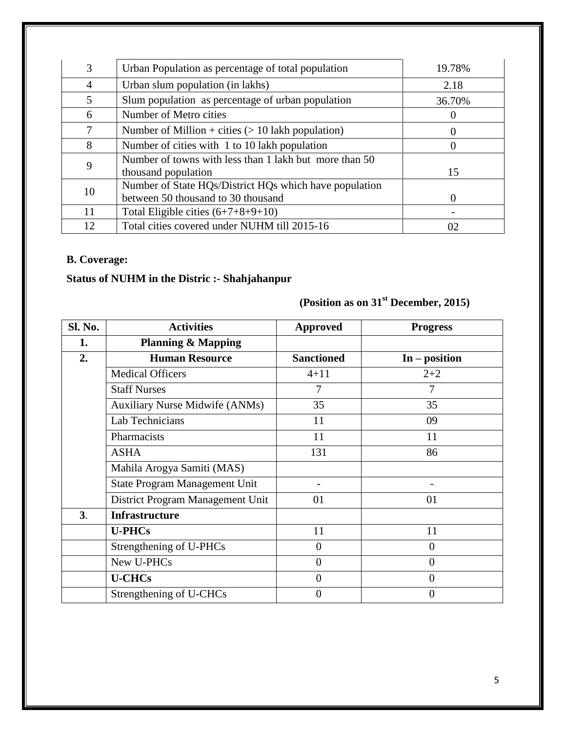| 3 | Urban Population as percentage of total population | 19.78% |
|---|---|---|
| 4 | Urban slum population (in lakhs) | 2.18 |
| 5 | Slum population as percentage of urban population | 36.70% |
| 6 | Number of Metro cities | 0 |
| 7 | Number of Million + cities (> 10 lakh population) | 0 |
| 8 | Number of cities with 1 to 10 lakh population | 0 |
| 9 | Number of towns with less than 1 lakh but more than 50 thousand population | 15 |
| 10 | Number of State HQs/District HQs which have population between 50 thousand to 30 thousand | 0 |
| 11 | Total Eligible cities (6+7+8+9+10) | - |
| 12 | Total cities covered under NUHM till 2015-16 | 02 |

**B. Coverage:**

**Status of NUHM in the Distric :- Shahjahanpur**

**(Position as on 31st December, 2015)**

| Sl. No. | Activities | Approved | Progress |
|---|---|---|---|
| **1.** | **Planning & Mapping** | | |
| **2.** | **Human Resource** | **Sanctioned** | **In – position** |
| | Medical Officers | 4+11 | 2+2 |
| | Staff Nurses | 7 | 7 |
| | Auxiliary Nurse Midwife (ANMs) | 35 | 35 |
| | Lab Technicians | 11 | 09 |
| | Pharmacists | 11 | 11 |
| | ASHA | 131 | 86 |
| | Mahila Arogya Samiti (MAS) | | |
| | State Program Management Unit | - | - |
| | District Program Management Unit | 01 | 01 |
| **3**. | **Infrastructure** | | |
| | **U-PHCs** | 11 | 11 |
| | Strengthening of U-PHCs | 0 | 0 |
| | New U-PHCs | 0 | 0 |
| | **U-CHCs** | 0 | 0 |
| | Strengthening of U-CHCs | 0 | 0 |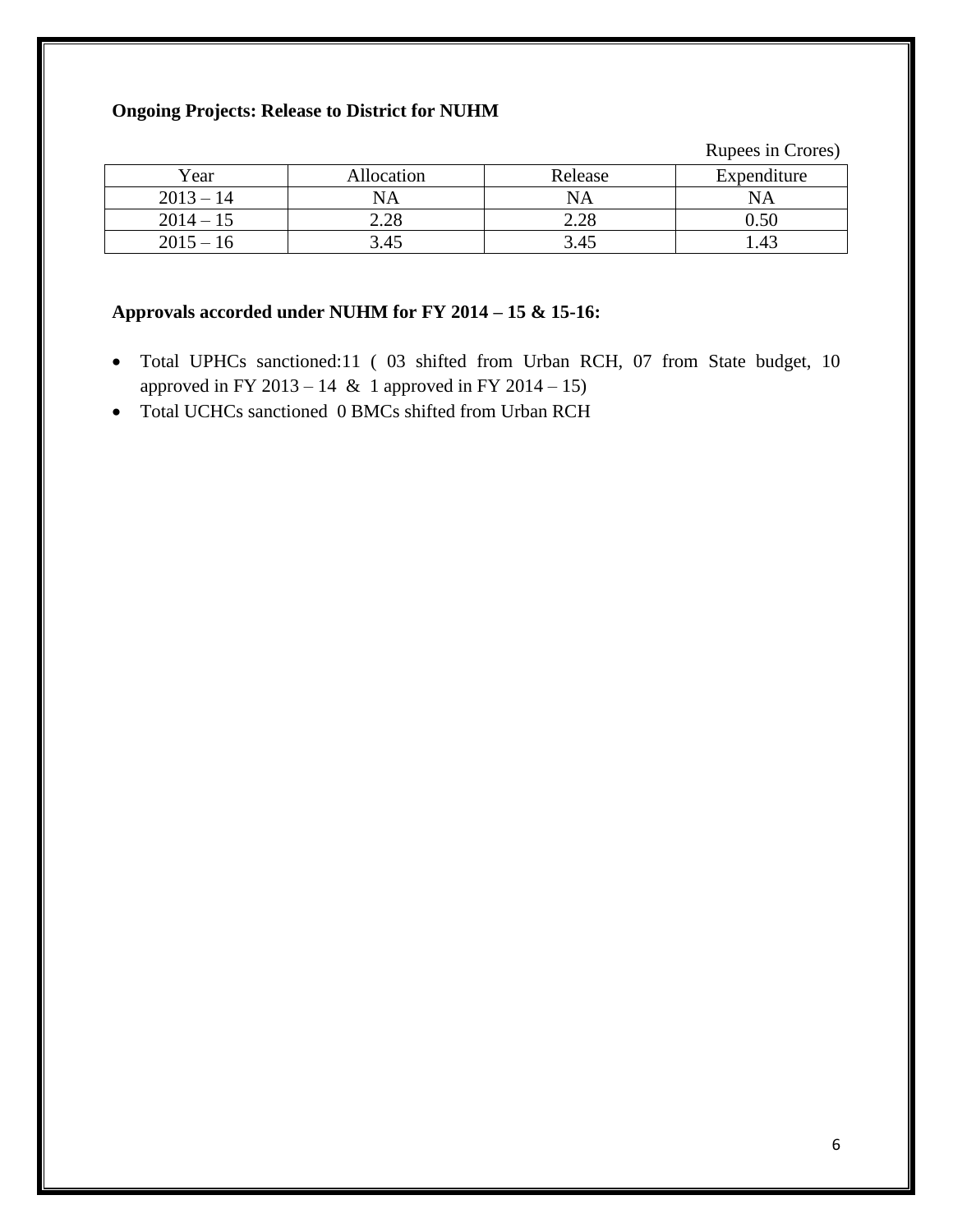**Ongoing Projects: Release to District for NUHM**

Rupees in Crores)

| Year | Allocation | Release | Expenditure |
|---|---|---|---|
| 2013 – 14 | NA | NA | NA |
| 2014 – 15 | 2.28 | 2.28 | 0.50 |
| 2015 – 16 | 3.45 | 3.45 | 1.43 |

**Approvals accorded under NUHM for FY 2014 – 15 & 15-16:**

- Total UPHCs sanctioned:11 ( 03 shifted from Urban RCH, 07 from State budget, 10 approved in FY 2013 – 14 & 1 approved in FY 2014 – 15)
- Total UCHCs sanctioned 0 BMCs shifted from Urban RCH